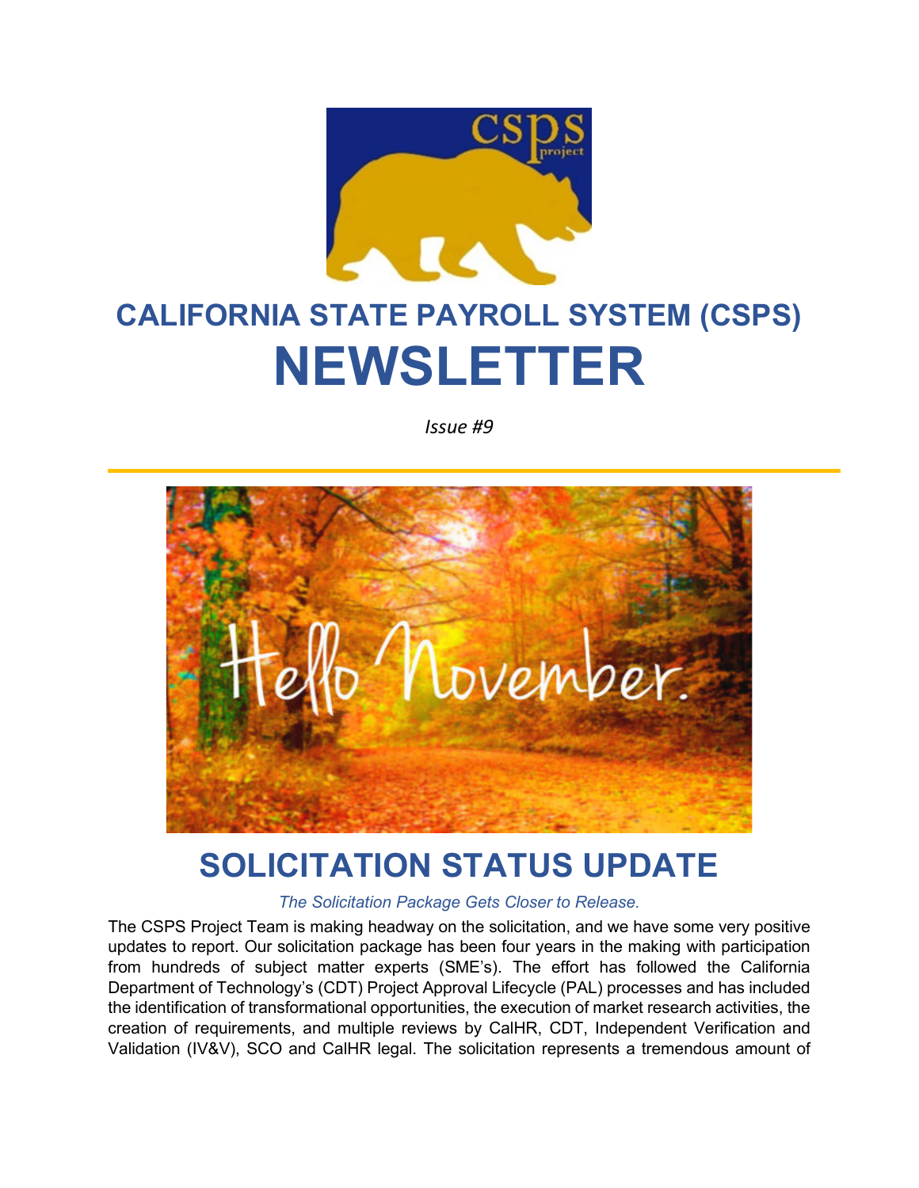# CALIFORNIA STATE PAYROLL SYSTEM (CSPS) NEWSLETTER

*Issue #9*

## SOLICITATION STATUS UPDATE

*The Solicitation Package Gets Closer to Release.*

The CSPS Project Team is making headway on the solicitation, and we have some very positive updates to report. Our solicitation package has been four years in the making with participation from hundreds of subject matter experts (SME's). The effort has followed the California Department of Technology's (CDT) Project Approval Lifecycle (PAL) processes and has included the identification of transformational opportunities, the execution of market research activities, the creation of requirements, and multiple reviews by CalHR, CDT, Independent Verification and Validation (IV&V), SCO and CalHR legal. The solicitation represents a tremendous amount of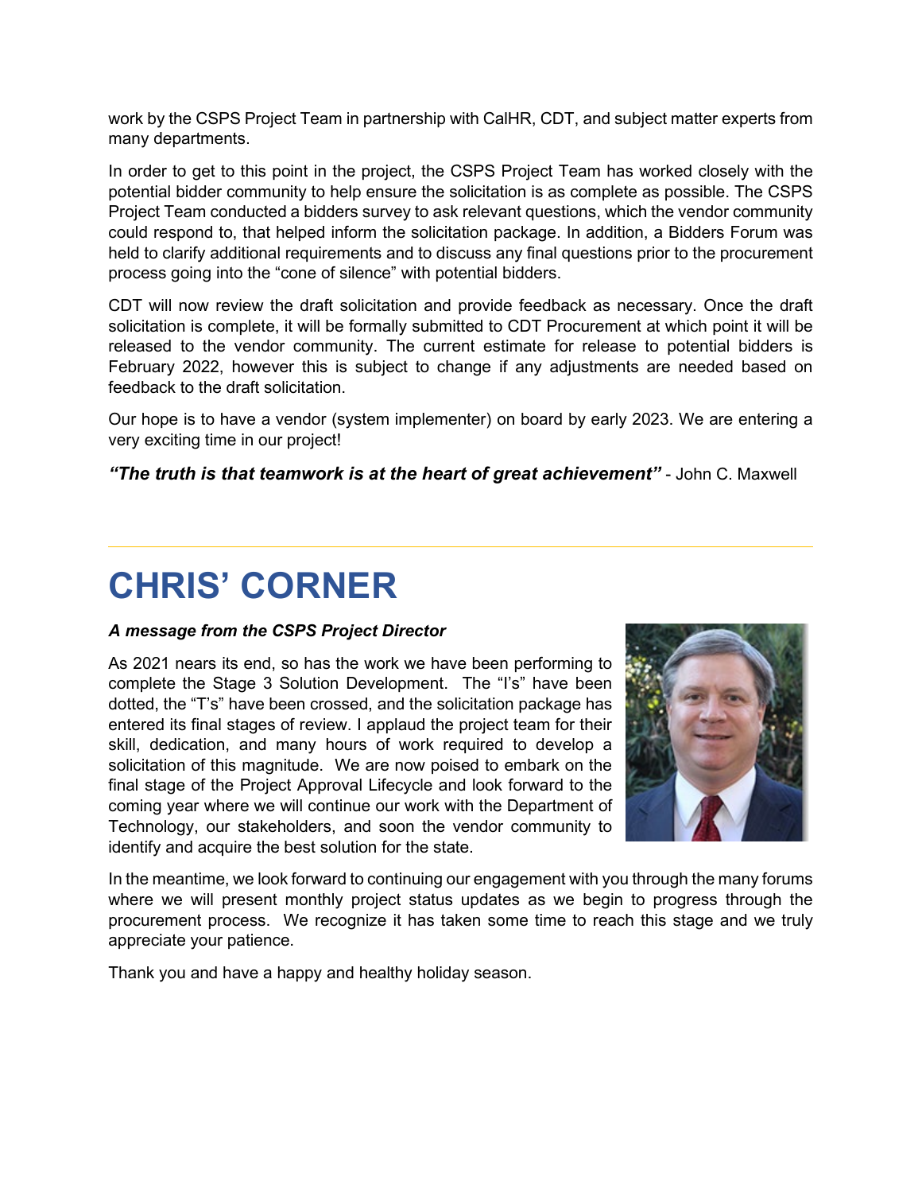work by the CSPS Project Team in partnership with CalHR, CDT, and subject matter experts from many departments.

In order to get to this point in the project, the CSPS Project Team has worked closely with the potential bidder community to help ensure the solicitation is as complete as possible. The CSPS Project Team conducted a bidders survey to ask relevant questions, which the vendor community could respond to, that helped inform the solicitation package. In addition, a Bidders Forum was held to clarify additional requirements and to discuss any final questions prior to the procurement process going into the “cone of silence” with potential bidders.

CDT will now review the draft solicitation and provide feedback as necessary. Once the draft solicitation is complete, it will be formally submitted to CDT Procurement at which point it will be released to the vendor community. The current estimate for release to potential bidders is February 2022, however this is subject to change if any adjustments are needed based on feedback to the draft solicitation.

Our hope is to have a vendor (system implementer) on board by early 2023. We are entering a very exciting time in our project!

***“The truth is that teamwork is at the heart of great achievement”*** - John C. Maxwell

---

# CHRIS’ CORNER

***A message from the CSPS Project Director***

As 2021 nears its end, so has the work we have been performing to complete the Stage 3 Solution Development. The “I’s” have been dotted, the “T’s” have been crossed, and the solicitation package has entered its final stages of review. I applaud the project team for their skill, dedication, and many hours of work required to develop a solicitation of this magnitude. We are now poised to embark on the final stage of the Project Approval Lifecycle and look forward to the coming year where we will continue our work with the Department of Technology, our stakeholders, and soon the vendor community to identify and acquire the best solution for the state.

In the meantime, we look forward to continuing our engagement with you through the many forums where we will present monthly project status updates as we begin to progress through the procurement process. We recognize it has taken some time to reach this stage and we truly appreciate your patience.

Thank you and have a happy and healthy holiday season.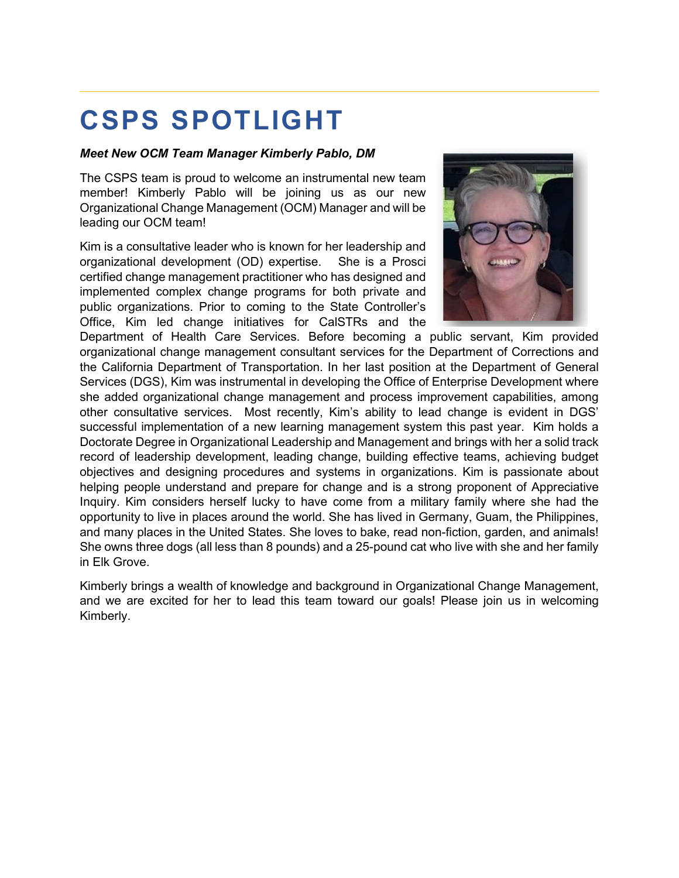# CSPS SPOTLIGHT

***Meet New OCM Team Manager Kimberly Pablo, DM***

The CSPS team is proud to welcome an instrumental new team member! Kimberly Pablo will be joining us as our new Organizational Change Management (OCM) Manager and will be leading our OCM team!

Kim is a consultative leader who is known for her leadership and organizational development (OD) expertise. She is a Prosci certified change management practitioner who has designed and implemented complex change programs for both private and public organizations. Prior to coming to the State Controller's Office, Kim led change initiatives for CalSTRs and the Department of Health Care Services. Before becoming a public servant, Kim provided organizational change management consultant services for the Department of Corrections and the California Department of Transportation. In her last position at the Department of General Services (DGS), Kim was instrumental in developing the Office of Enterprise Development where she added organizational change management and process improvement capabilities, among other consultative services. Most recently, Kim's ability to lead change is evident in DGS' successful implementation of a new learning management system this past year. Kim holds a Doctorate Degree in Organizational Leadership and Management and brings with her a solid track record of leadership development, leading change, building effective teams, achieving budget objectives and designing procedures and systems in organizations. Kim is passionate about helping people understand and prepare for change and is a strong proponent of Appreciative Inquiry. Kim considers herself lucky to have come from a military family where she had the opportunity to live in places around the world. She has lived in Germany, Guam, the Philippines, and many places in the United States. She loves to bake, read non-fiction, garden, and animals! She owns three dogs (all less than 8 pounds) and a 25-pound cat who live with she and her family in Elk Grove.

Kimberly brings a wealth of knowledge and background in Organizational Change Management, and we are excited for her to lead this team toward our goals! Please join us in welcoming Kimberly.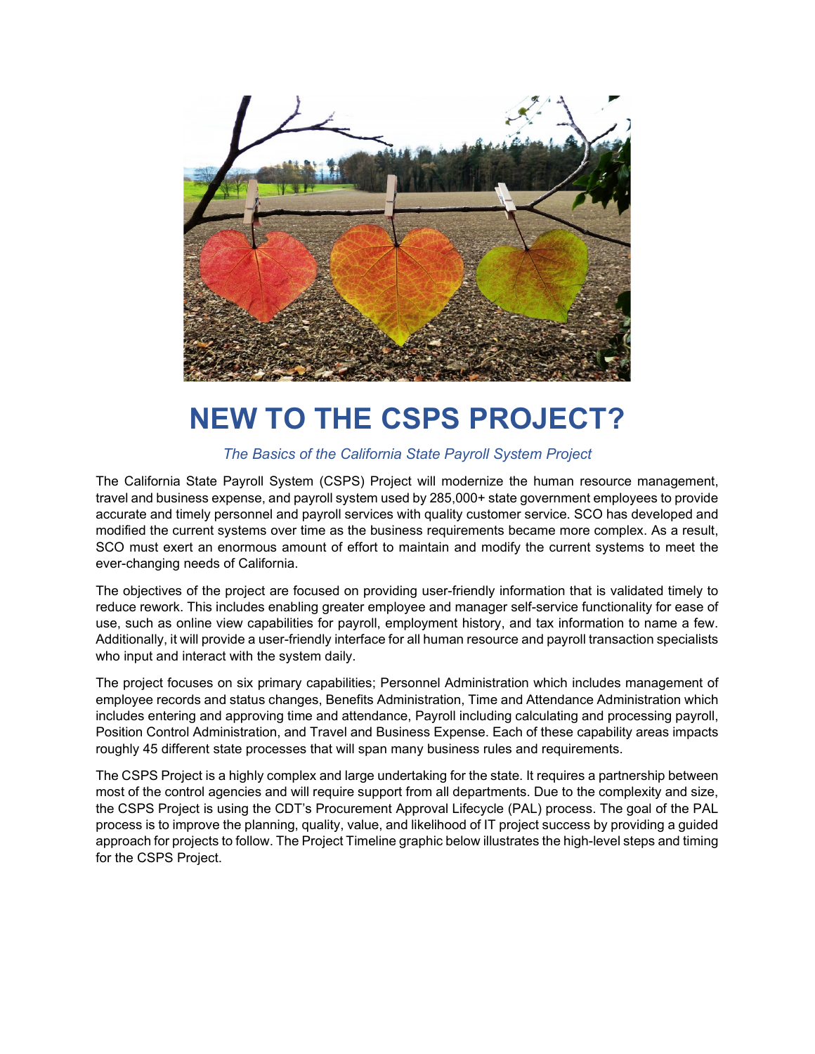# NEW TO THE CSPS PROJECT?

*The Basics of the California State Payroll System Project*

The California State Payroll System (CSPS) Project will modernize the human resource management, travel and business expense, and payroll system used by 285,000+ state government employees to provide accurate and timely personnel and payroll services with quality customer service. SCO has developed and modified the current systems over time as the business requirements became more complex. As a result, SCO must exert an enormous amount of effort to maintain and modify the current systems to meet the ever-changing needs of California.

The objectives of the project are focused on providing user-friendly information that is validated timely to reduce rework. This includes enabling greater employee and manager self-service functionality for ease of use, such as online view capabilities for payroll, employment history, and tax information to name a few. Additionally, it will provide a user-friendly interface for all human resource and payroll transaction specialists who input and interact with the system daily.

The project focuses on six primary capabilities; Personnel Administration which includes management of employee records and status changes, Benefits Administration, Time and Attendance Administration which includes entering and approving time and attendance, Payroll including calculating and processing payroll, Position Control Administration, and Travel and Business Expense. Each of these capability areas impacts roughly 45 different state processes that will span many business rules and requirements.

The CSPS Project is a highly complex and large undertaking for the state. It requires a partnership between most of the control agencies and will require support from all departments. Due to the complexity and size, the CSPS Project is using the CDT's Procurement Approval Lifecycle (PAL) process. The goal of the PAL process is to improve the planning, quality, value, and likelihood of IT project success by providing a guided approach for projects to follow. The Project Timeline graphic below illustrates the high-level steps and timing for the CSPS Project.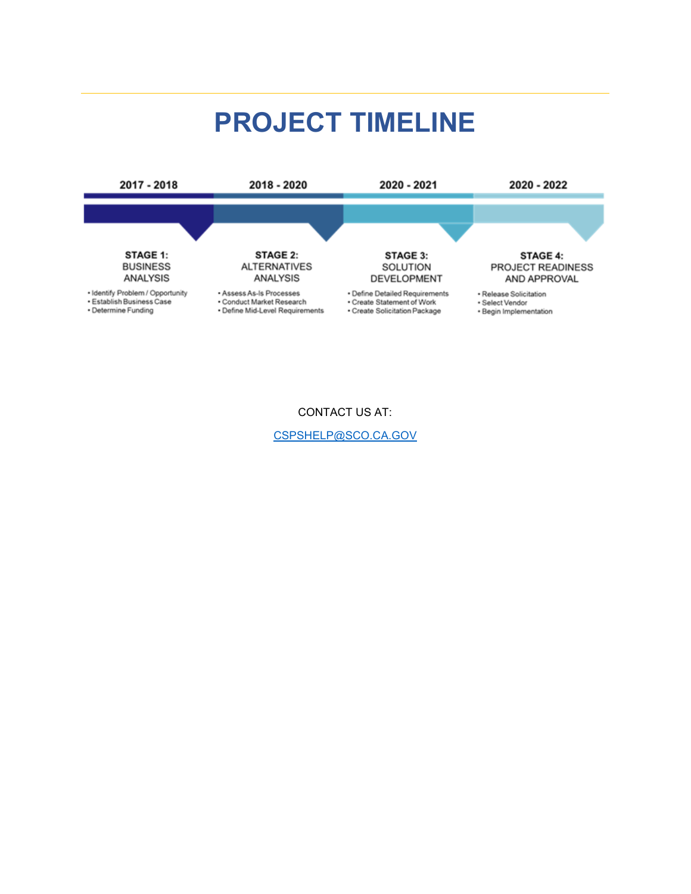# PROJECT TIMELINE

2017 - 2018

2018 - 2020

2020 - 2021

2020 - 2022

**STAGE 1:**
BUSINESS ANALYSIS

- Identify Problem / Opportunity
- Establish Business Case
- Determine Funding

**STAGE 2:**
ALTERNATIVES ANALYSIS

- Assess As-Is Processes
- Conduct Market Research
- Define Mid-Level Requirements

**STAGE 3:**
SOLUTION DEVELOPMENT

- Define Detailed Requirements
- Create Statement of Work
- Create Solicitation Package

**STAGE 4:**
PROJECT READINESS AND APPROVAL

- Release Solicitation
- Select Vendor
- Begin Implementation

CONTACT US AT:

CSPSHELP@SCO.CA.GOV